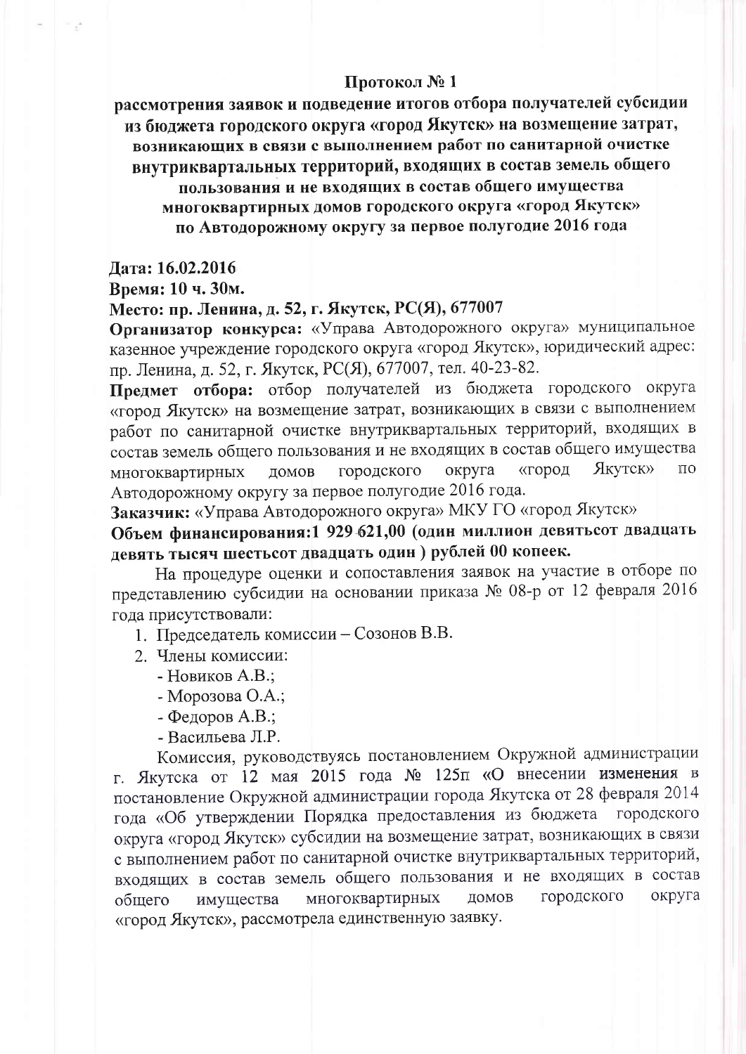# Протокол № 1

## рассмотрения заявок и подведение итогов отбора получателей субсидии из бюджета городского округа «город Якутск» на возмещение затрат, возникающих в связи с выполнением работ по санитарной очистке внутриквартальных территорий, входящих в состав земель общего пользования и не входящих в состав общего имущества многоквартирных домов городского округа «город Якутск» по Автодорожному округу за первое полугодие 2016 года

**Дата: 16.02.2016**

**Время: 10 ч. 30м.**

**Место: пр. Ленина, д. 52, г. Якутск, РС(Я), 677007**

**Организатор конкурса:** «Управа Автодорожного округа» муниципальное казенное учреждение городского округа «город Якутск», юридический адрес: пр. Ленина, д. 52, г. Якутск, РС(Я), 677007, тел. 40-23-82.

**Предмет отбора:** отбор получателей из бюджета городского округа «город Якутск» на возмещение затрат, возникающих в связи с выполнением работ по санитарной очистке внутриквартальных территорий, входящих в состав земель общего пользования и не входящих в состав общего имущества многоквартирных домов городского округа «город Якутск» по Автодорожному округу за первое полугодие 2016 года.

**Заказчик:** «Управа Автодорожного округа» МКУ ГО «город Якутск»

**Объем финансирования:1 929 621,00 (один миллион девятьсот двадцать девять тысяч шестьсот двадцать один ) рублей 00 копеек.**

На процедуре оценки и сопоставления заявок на участие в отборе по представлению субсидии на основании приказа № 08-р от 12 февраля 2016 года присутствовали:

1. Председатель комиссии – Созонов В.В.
2. Члены комиссии:
   - Новиков А.В.;
   - Морозова О.А.;
   - Федоров А.В.;
   - Васильева Л.Р.

Комиссия, руководствуясь постановлением Окружной администрации г. Якутска от 12 мая 2015 года № 125п «О внесении **изменения** в постановление Окружной администрации города Якутска от 28 февраля 2014 года «Об утверждении Порядка предоставления из бюджета городского округа «город Якутск» субсидии на возмещение затрат, возникающих в связи с выполнением работ по санитарной очистке внутриквартальных территорий, входящих в состав земель общего пользования и не входящих в состав общего имущества многоквартирных домов городского округа «город Якутск», рассмотрела единственную заявку.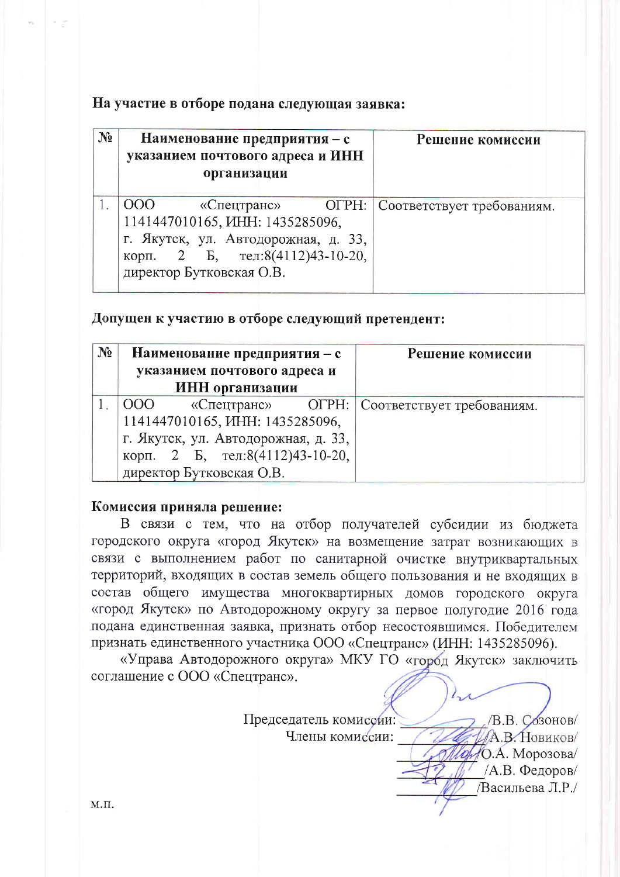**На участие в отборе подана следующая заявка:**

| № | Наименование предприятия – с указанием почтового адреса и ИНН организации | Решение комиссии |
|---|---|---|
| 1. | ООО «Спецтранс» ОГРН: 1141447010165, ИНН: 1435285096, г. Якутск, ул. Автодорожная, д. 33, корп. 2 Б, тел:8(4112)43-10-20, директор Бутковская О.В. | Соответствует требованиям. |

**Допущен к участию в отборе следующий претендент:**

| № | Наименование предприятия – с указанием почтового адреса и ИНН организации | Решение комиссии |
|---|---|---|
| 1. | ООО «Спецтранс» ОГРН: 1141447010165, ИНН: 1435285096, г. Якутск, ул. Автодорожная, д. 33, корп. 2 Б, тел:8(4112)43-10-20, директор Бутковская О.В. | Соответствует требованиям. |

**Комиссия приняла решение:**

В связи с тем, что на отбор получателей субсидии из бюджета городского округа «город Якутск» на возмещение затрат возникающих в связи с выполнением работ по санитарной очистке внутриквартальных территорий, входящих в состав земель общего пользования и не входящих в состав общего имущества многоквартирных домов городского округа «город Якутск» по Автодорожному округу за первое полугодие 2016 года подана единственная заявка, признать отбор несостоявшимся. Победителем признать единственного участника ООО «Спецтранс» (ИНН: 1435285096).

«Управа Автодорожного округа» МКУ ГО «город Якутск» заключить соглашение с ООО «Спецтранс».

Председатель комиссии: ____________ /В.В. Созонов/

Члены комиссии: ____________ /А.В. Новиков/

____________ /О.А. Морозова/

____________ /А.В. Федоров/

____________ /Васильева Л.Р./

м.п.